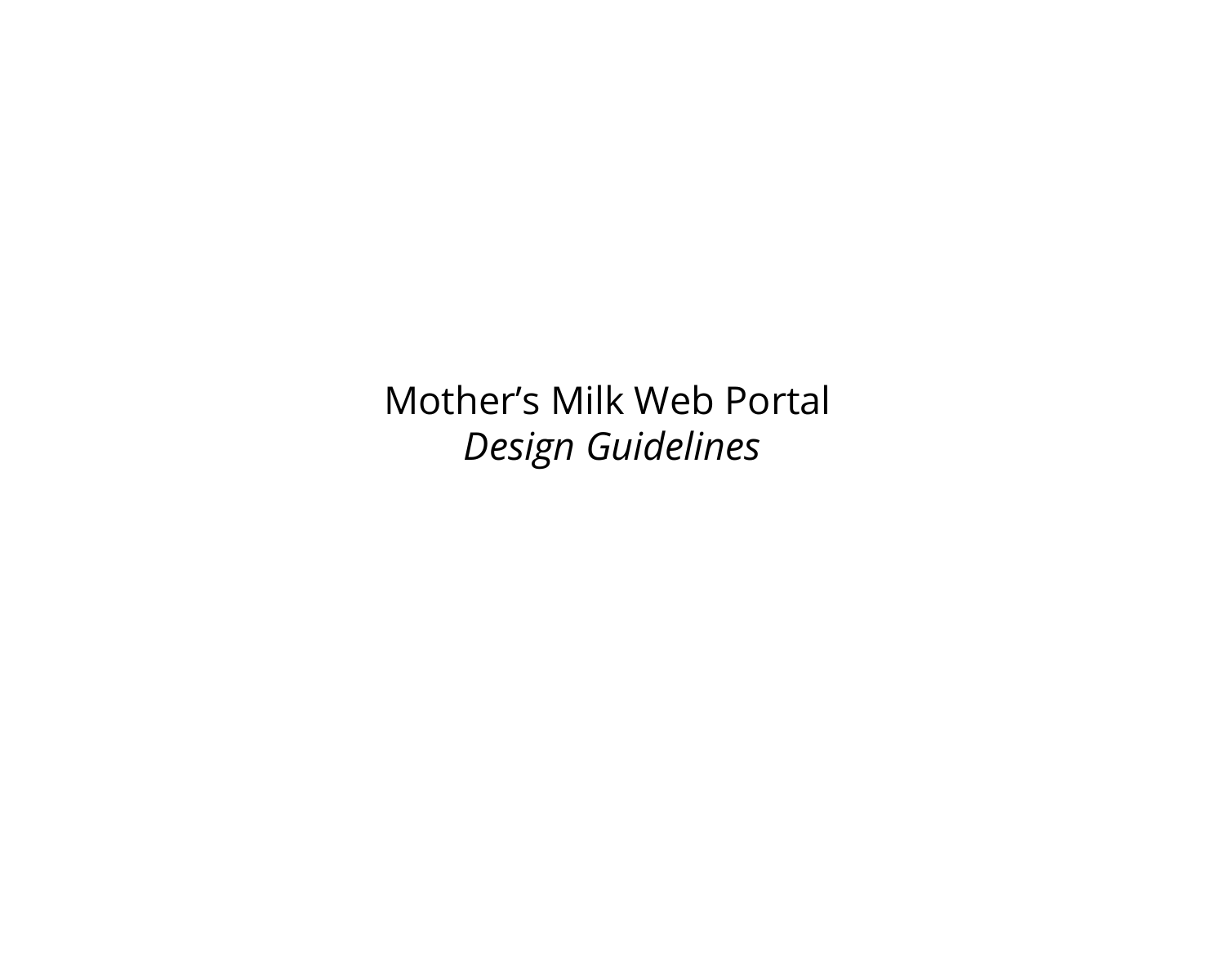# Mother’s Milk Web Portal

*Design Guidelines*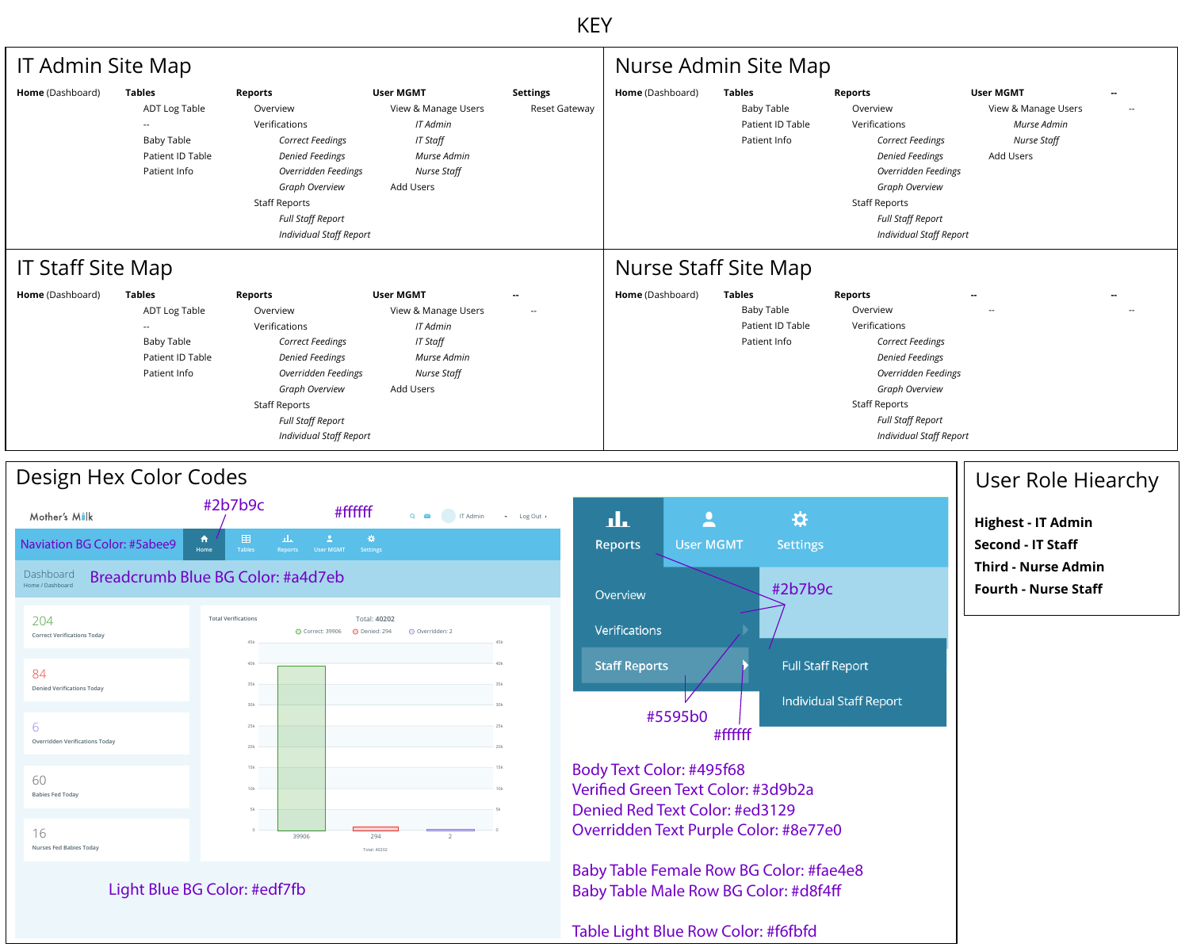# KEY

## IT Admin Site Map

- **Home** (Dashboard)
- **Tables**
  - ADT Log Table
  - --
  - Baby Table
  - Patient ID Table
  - Patient Info
- **Reports**
  - Overview
  - Verifications
    - *Correct Feedings*
    - *Denied Feedings*
    - *Overridden Feedings*
    - *Graph Overview*
  - Staff Reports
    - *Full Staff Report*
    - *Individual Staff Report*
- **User MGMT**
  - View & Manage Users
    - *IT Admin*
    - *IT Staff*
    - *Murse Admin*
    - *Nurse Staff*
  - Add Users
- **Settings**
  - Reset Gateway

## Nurse Admin Site Map

- **Home** (Dashboard)
- **Tables**
  - Baby Table
  - Patient ID Table
  - Patient Info
- **Reports**
  - Overview
  - Verifications
    - *Correct Feedings*
    - *Denied Feedings*
    - *Overridden Feedings*
    - *Graph Overview*
  - Staff Reports
    - *Full Staff Report*
    - *Individual Staff Report*
- **User MGMT**
  - View & Manage Users
    - *Murse Admin*
    - *Nurse Staff*
  - Add Users
- **--**
  - --

## IT Staff Site Map

- **Home** (Dashboard)
- **Tables**
  - ADT Log Table
  - --
  - Baby Table
  - Patient ID Table
  - Patient Info
- **Reports**
  - Overview
  - Verifications
    - *Correct Feedings*
    - *Denied Feedings*
    - *Overridden Feedings*
    - *Graph Overview*
  - Staff Reports
    - *Full Staff Report*
    - *Individual Staff Report*
- **User MGMT**
  - View & Manage Users
    - *IT Admin*
    - *IT Staff*
    - *Murse Admin*
    - *Nurse Staff*
  - Add Users
- **--**
  - --

## Nurse Staff Site Map

- **Home** (Dashboard)
- **Tables**
  - Baby Table
  - Patient ID Table
  - Patient Info
- **Reports**
  - Overview
  - Verifications
    - *Correct Feedings*
    - *Denied Feedings*
    - *Overridden Feedings*
    - *Graph Overview*
  - Staff Reports
    - *Full Staff Report*
    - *Individual Staff Report*
- **--**
  - --
- **--**
  - --

## Design Hex Color Codes

Mother's Milk — #2b7b9c — #ffffff — IT Admin — Log Out

Home | Tables | Reports | User MGMT | Settings

Naviation BG Color: #5abee9

Dashboard
Home / Dashboard

Breadcrumb Blue BG Color: #a4d7eb

- 204 — Correct Verifications Today
- 84 — Denied Verifications Today
- 6 — Overridden Verifications Today
- 60 — Babies Fed Today
- 16 — Nurses Fed Babies Today

Total Verifications — Total: 40202
Correct: 39906 — Denied: 294 — Overridden: 2
39906 — 294 — 2
Total: 40202

Light Blue BG Color: #edf7fb

Reports | User MGMT | Settings

- Overview
- Verifications
- Staff Reports
  - Full Staff Report
  - Individual Staff Report

#2b7b9c
#5595b0
#ffffff

Body Text Color: #495f68
Verified Green Text Color: #3d9b2a
Denied Red Text Color: #ed3129
Overridden Text Purple Color: #8e77e0

Baby Table Female Row BG Color: #fae4e8
Baby Table Male Row BG Color: #d8f4ff

Table Light Blue Row Color: #f6fbfd

## User Role Hiearchy

**Highest - IT Admin**
**Second - IT Staff**
**Third - Nurse Admin**
**Fourth - Nurse Staff**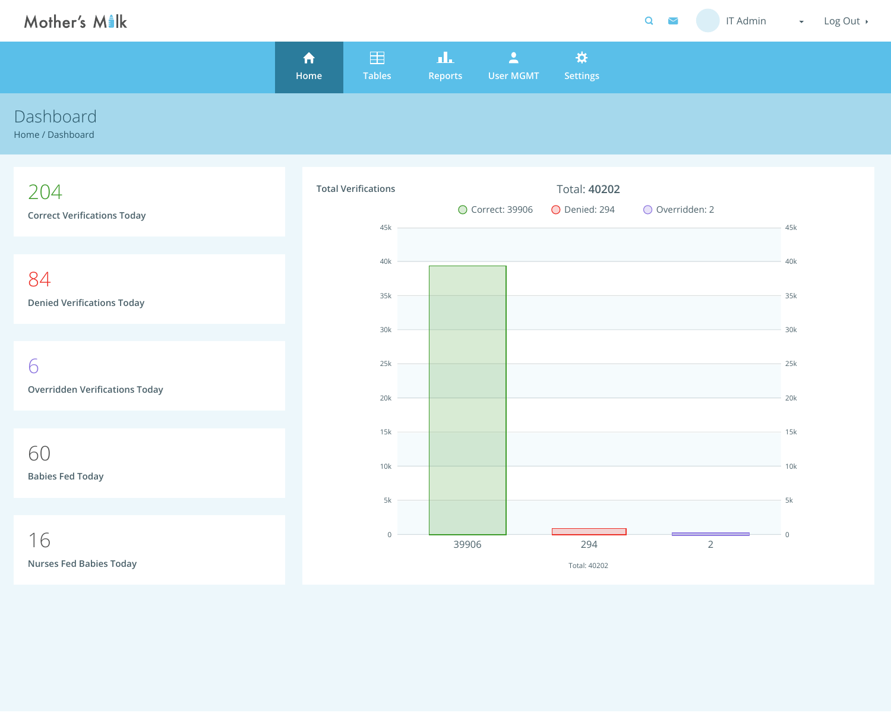Mother's Milk

IT Admin

Log Out

Home | Tables | Reports | User MGMT | Settings

# Dashboard

Home / Dashboard

204

Correct Verifications Today

84

Denied Verifications Today

6

Overridden Verifications Today

60

Babies Fed Today

16

Nurses Fed Babies Today

**Total Verifications**

Total: **40202**

Correct: 39906 | Denied: 294 | Overridden: 2

| Category | Count |
|---|---|
| Correct | 39906 |
| Denied | 294 |
| Overridden | 2 |

Total: 40202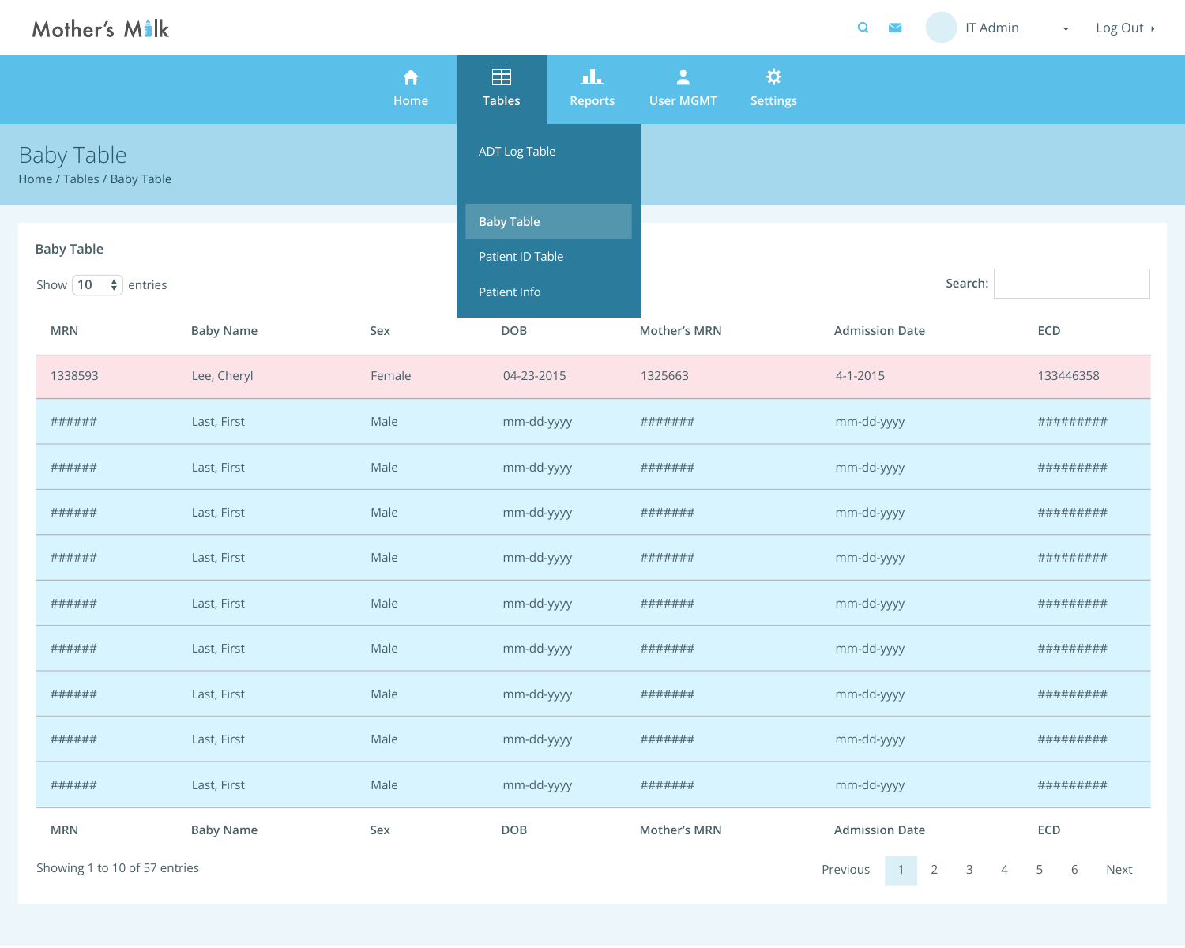Mother's Milk

IT Admin

Log Out

Home | Tables | Reports | User MGMT | Settings

ADT Log Table

Baby Table

Patient ID Table

Patient Info

# Baby Table

Home / Tables / Baby Table

## Baby Table

Show 10 entries

Search:

| MRN | Baby Name | Sex | DOB | Mother's MRN | Admission Date | ECD |
|---|---|---|---|---|---|---|
| 1338593 | Lee, Cheryl | Female | 04-23-2015 | 1325663 | 4-1-2015 | 133446358 |
| ###### | Last, First | Male | mm-dd-yyyy | ####### | mm-dd-yyyy | ######### |
| ###### | Last, First | Male | mm-dd-yyyy | ####### | mm-dd-yyyy | ######### |
| ###### | Last, First | Male | mm-dd-yyyy | ####### | mm-dd-yyyy | ######### |
| ###### | Last, First | Male | mm-dd-yyyy | ####### | mm-dd-yyyy | ######### |
| ###### | Last, First | Male | mm-dd-yyyy | ####### | mm-dd-yyyy | ######### |
| ###### | Last, First | Male | mm-dd-yyyy | ####### | mm-dd-yyyy | ######### |
| ###### | Last, First | Male | mm-dd-yyyy | ####### | mm-dd-yyyy | ######### |
| ###### | Last, First | Male | mm-dd-yyyy | ####### | mm-dd-yyyy | ######### |
| ###### | Last, First | Male | mm-dd-yyyy | ####### | mm-dd-yyyy | ######### |
| MRN | Baby Name | Sex | DOB | Mother's MRN | Admission Date | ECD |

Showing 1 to 10 of 57 entries

Previous 1 2 3 4 5 6 Next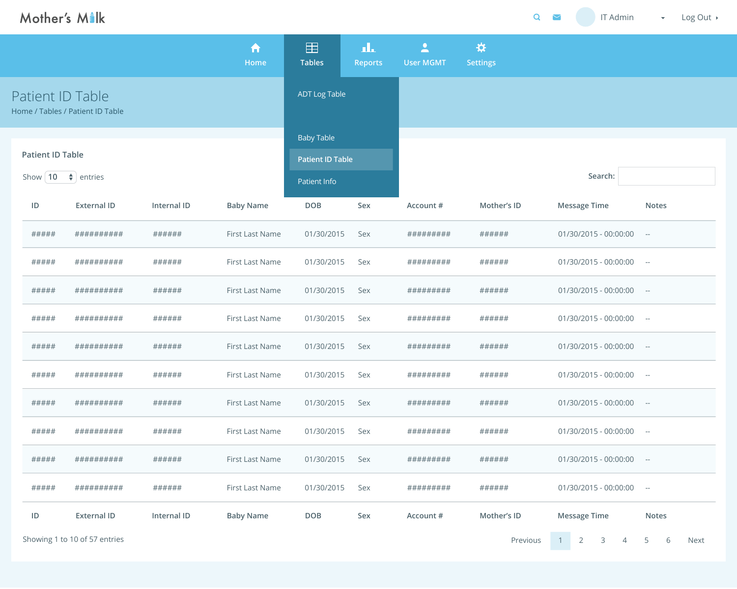Mother's Milk

IT Admin · Log Out

Home · Tables · Reports · User MGMT · Settings

- ADT Log Table
- Baby Table
- **Patient ID Table**
- Patient Info

# Patient ID Table

Home / Tables / Patient ID Table

## Patient ID Table

Show 10 entries

Search:

| ID | External ID | Internal ID | Baby Name | DOB | Sex | Account # | Mother's ID | Message Time | Notes |
|---|---|---|---|---|---|---|---|---|---|
| ##### | ########## | ###### | First Last Name | 01/30/2015 | Sex | ######### | ###### | 01/30/2015 - 00:00:00 | -- |
| ##### | ########## | ###### | First Last Name | 01/30/2015 | Sex | ######### | ###### | 01/30/2015 - 00:00:00 | -- |
| ##### | ########## | ###### | First Last Name | 01/30/2015 | Sex | ######### | ###### | 01/30/2015 - 00:00:00 | -- |
| ##### | ########## | ###### | First Last Name | 01/30/2015 | Sex | ######### | ###### | 01/30/2015 - 00:00:00 | -- |
| ##### | ########## | ###### | First Last Name | 01/30/2015 | Sex | ######### | ###### | 01/30/2015 - 00:00:00 | -- |
| ##### | ########## | ###### | First Last Name | 01/30/2015 | Sex | ######### | ###### | 01/30/2015 - 00:00:00 | -- |
| ##### | ########## | ###### | First Last Name | 01/30/2015 | Sex | ######### | ###### | 01/30/2015 - 00:00:00 | -- |
| ##### | ########## | ###### | First Last Name | 01/30/2015 | Sex | ######### | ###### | 01/30/2015 - 00:00:00 | -- |
| ##### | ########## | ###### | First Last Name | 01/30/2015 | Sex | ######### | ###### | 01/30/2015 - 00:00:00 | -- |
| ##### | ########## | ###### | First Last Name | 01/30/2015 | Sex | ######### | ###### | 01/30/2015 - 00:00:00 | -- |
| ID | External ID | Internal ID | Baby Name | DOB | Sex | Account # | Mother's ID | Message Time | Notes |

Showing 1 to 10 of 57 entries

Previous 1 2 3 4 5 6 Next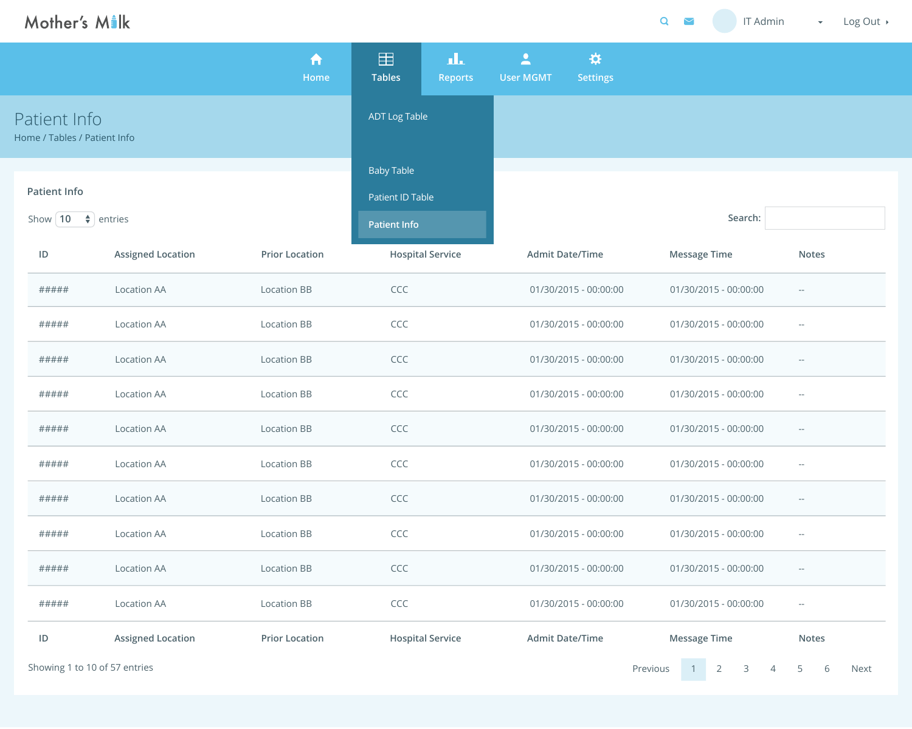Mother's Milk

IT Admin | Log Out

Home | Tables | Reports | User MGMT | Settings

- ADT Log Table
- Baby Table
- Patient ID Table
- Patient Info

# Patient Info

Home / Tables / Patient Info

## Patient Info

Show 10 entries

Search:

| ID | Assigned Location | Prior Location | Hospital Service | Admit Date/Time | Message Time | Notes |
|---|---|---|---|---|---|---|
| ##### | Location AA | Location BB | CCC | 01/30/2015 - 00:00:00 | 01/30/2015 - 00:00:00 | -- |
| ##### | Location AA | Location BB | CCC | 01/30/2015 - 00:00:00 | 01/30/2015 - 00:00:00 | -- |
| ##### | Location AA | Location BB | CCC | 01/30/2015 - 00:00:00 | 01/30/2015 - 00:00:00 | -- |
| ##### | Location AA | Location BB | CCC | 01/30/2015 - 00:00:00 | 01/30/2015 - 00:00:00 | -- |
| ##### | Location AA | Location BB | CCC | 01/30/2015 - 00:00:00 | 01/30/2015 - 00:00:00 | -- |
| ##### | Location AA | Location BB | CCC | 01/30/2015 - 00:00:00 | 01/30/2015 - 00:00:00 | -- |
| ##### | Location AA | Location BB | CCC | 01/30/2015 - 00:00:00 | 01/30/2015 - 00:00:00 | -- |
| ##### | Location AA | Location BB | CCC | 01/30/2015 - 00:00:00 | 01/30/2015 - 00:00:00 | -- |
| ##### | Location AA | Location BB | CCC | 01/30/2015 - 00:00:00 | 01/30/2015 - 00:00:00 | -- |
| ##### | Location AA | Location BB | CCC | 01/30/2015 - 00:00:00 | 01/30/2015 - 00:00:00 | -- |
| ID | Assigned Location | Prior Location | Hospital Service | Admit Date/Time | Message Time | Notes |

Showing 1 to 10 of 57 entries

Previous 1 2 3 4 5 6 Next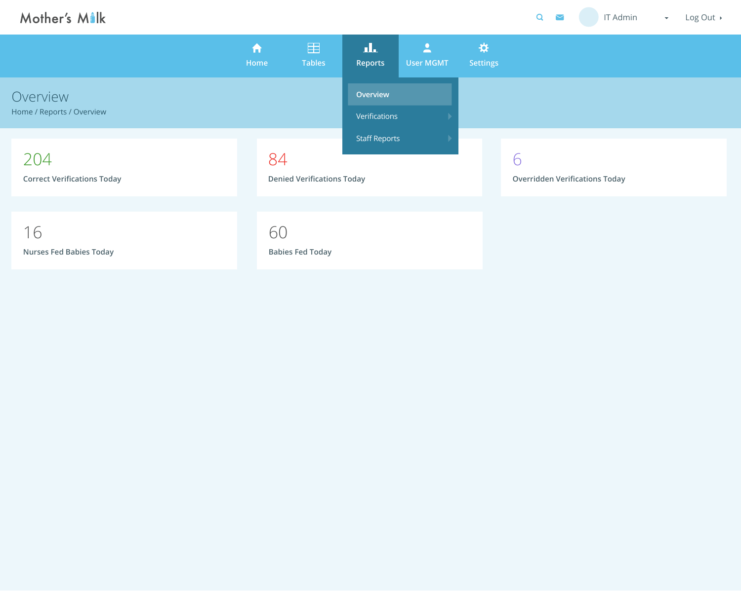Mother's Milk

IT Admin | Log Out

Home | Tables | Reports | User MGMT | Settings

- Overview
- Verifications
- Staff Reports

# Overview

Home / Reports / Overview

204
Correct Verifications Today

84
Denied Verifications Today

6
Overridden Verifications Today

16
Nurses Fed Babies Today

60
Babies Fed Today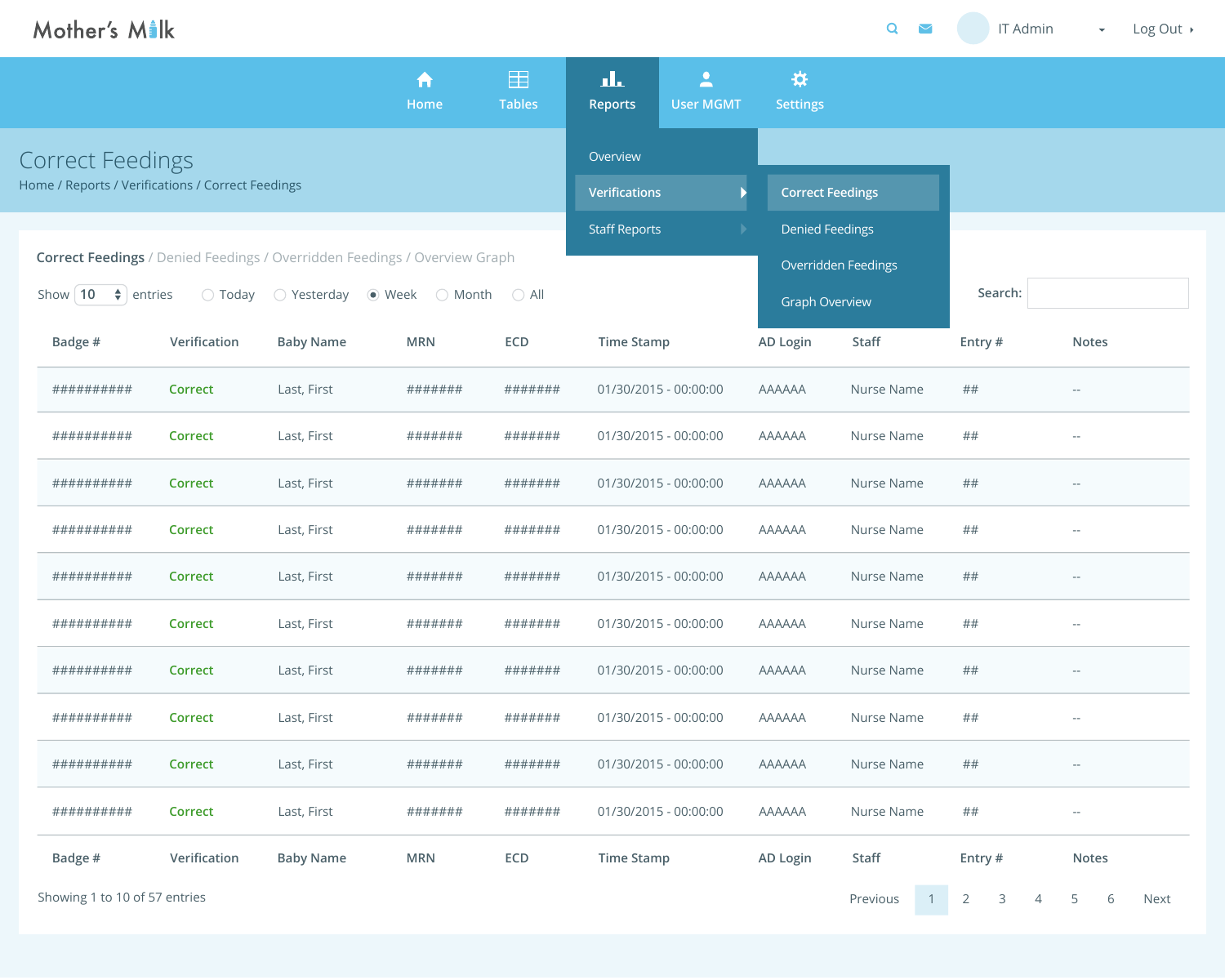Mother's Milk

IT Admin | Log Out

Home | Tables | Reports | User MGMT | Settings

- Overview
- Verifications
  - Correct Feedings
  - Denied Feedings
  - Overridden Feedings
  - Graph Overview
- Staff Reports

# Correct Feedings

Home / Reports / Verifications / Correct Feedings

**Correct Feedings** / Denied Feedings / Overridden Feedings / Overview Graph

Show 10 entries   ○ Today ○ Yesterday ◉ Week ○ Month ○ All

Search:

| Badge # | Verification | Baby Name | MRN | ECD | Time Stamp | AD Login | Staff | Entry # | Notes |
|---|---|---|---|---|---|---|---|---|---|
| ########## | Correct | Last, First | ####### | ####### | 01/30/2015 - 00:00:00 | AAAAAA | Nurse Name | ## | -- |
| ########## | Correct | Last, First | ####### | ####### | 01/30/2015 - 00:00:00 | AAAAAA | Nurse Name | ## | -- |
| ########## | Correct | Last, First | ####### | ####### | 01/30/2015 - 00:00:00 | AAAAAA | Nurse Name | ## | -- |
| ########## | Correct | Last, First | ####### | ####### | 01/30/2015 - 00:00:00 | AAAAAA | Nurse Name | ## | -- |
| ########## | Correct | Last, First | ####### | ####### | 01/30/2015 - 00:00:00 | AAAAAA | Nurse Name | ## | -- |
| ########## | Correct | Last, First | ####### | ####### | 01/30/2015 - 00:00:00 | AAAAAA | Nurse Name | ## | -- |
| ########## | Correct | Last, First | ####### | ####### | 01/30/2015 - 00:00:00 | AAAAAA | Nurse Name | ## | -- |
| ########## | Correct | Last, First | ####### | ####### | 01/30/2015 - 00:00:00 | AAAAAA | Nurse Name | ## | -- |
| ########## | Correct | Last, First | ####### | ####### | 01/30/2015 - 00:00:00 | AAAAAA | Nurse Name | ## | -- |
| ########## | Correct | Last, First | ####### | ####### | 01/30/2015 - 00:00:00 | AAAAAA | Nurse Name | ## | -- |
| Badge # | Verification | Baby Name | MRN | ECD | Time Stamp | AD Login | Staff | Entry # | Notes |

Showing 1 to 10 of 57 entries

Previous 1 2 3 4 5 6 Next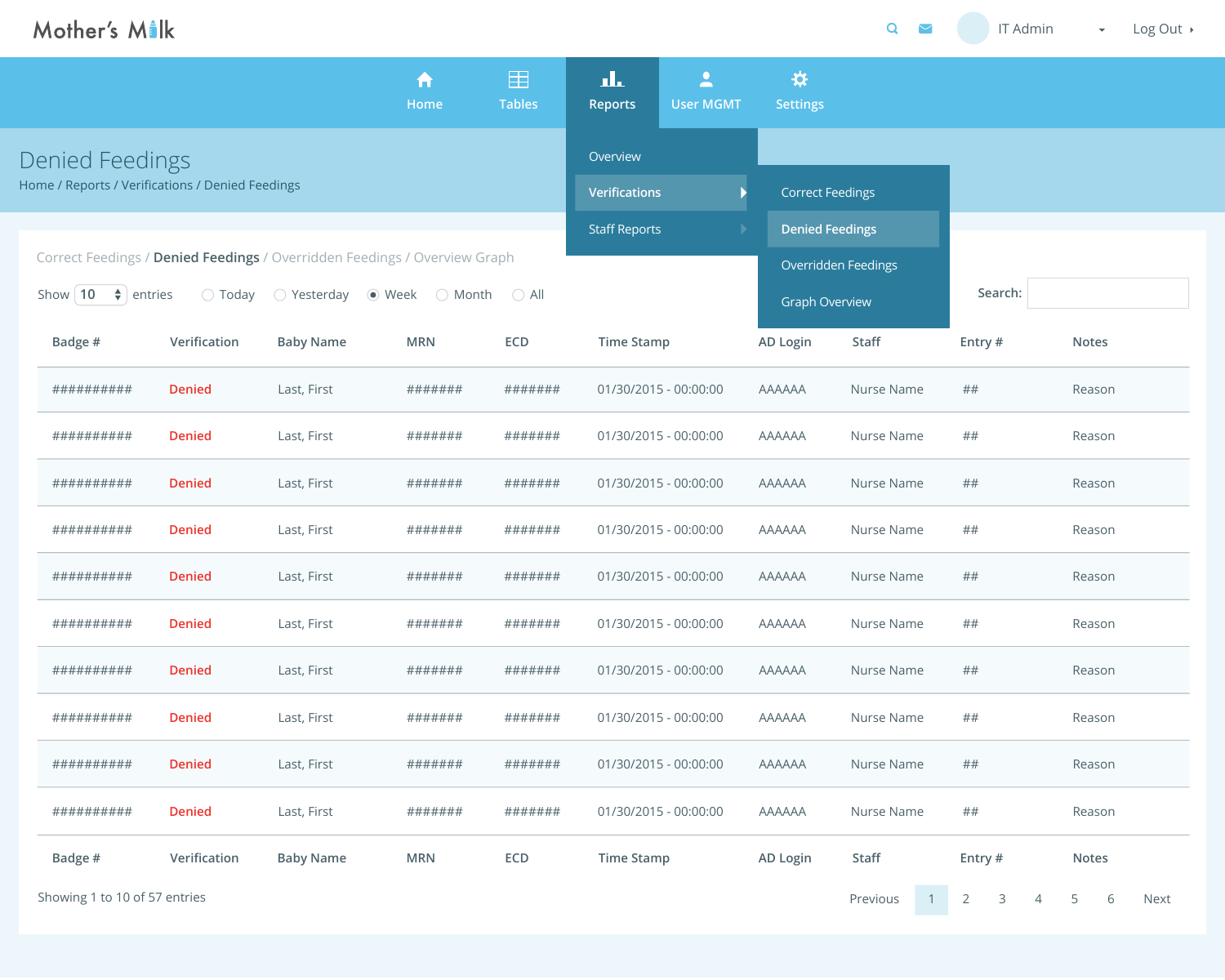Mother's Milk

IT Admin | Log Out

Home | Tables | Reports | User MGMT | Settings

Overview
Verifications
- Correct Feedings
- Denied Feedings
- Overridden Feedings
- Graph Overview

Staff Reports

# Denied Feedings

Home / Reports / Verifications / Denied Feedings

Correct Feedings / **Denied Feedings** / Overridden Feedings / Overview Graph

Show 10 entries　○ Today ○ Yesterday ● Week ○ Month ○ All

Search:

| Badge # | Verification | Baby Name | MRN | ECD | Time Stamp | AD Login | Staff | Entry # | Notes |
|---|---|---|---|---|---|---|---|---|---|
| ########## | Denied | Last, First | ####### | ####### | 01/30/2015 - 00:00:00 | AAAAAA | Nurse Name | ## | Reason |
| ########## | Denied | Last, First | ####### | ####### | 01/30/2015 - 00:00:00 | AAAAAA | Nurse Name | ## | Reason |
| ########## | Denied | Last, First | ####### | ####### | 01/30/2015 - 00:00:00 | AAAAAA | Nurse Name | ## | Reason |
| ########## | Denied | Last, First | ####### | ####### | 01/30/2015 - 00:00:00 | AAAAAA | Nurse Name | ## | Reason |
| ########## | Denied | Last, First | ####### | ####### | 01/30/2015 - 00:00:00 | AAAAAA | Nurse Name | ## | Reason |
| ########## | Denied | Last, First | ####### | ####### | 01/30/2015 - 00:00:00 | AAAAAA | Nurse Name | ## | Reason |
| ########## | Denied | Last, First | ####### | ####### | 01/30/2015 - 00:00:00 | AAAAAA | Nurse Name | ## | Reason |
| ########## | Denied | Last, First | ####### | ####### | 01/30/2015 - 00:00:00 | AAAAAA | Nurse Name | ## | Reason |
| ########## | Denied | Last, First | ####### | ####### | 01/30/2015 - 00:00:00 | AAAAAA | Nurse Name | ## | Reason |
| ########## | Denied | Last, First | ####### | ####### | 01/30/2015 - 00:00:00 | AAAAAA | Nurse Name | ## | Reason |
| Badge # | Verification | Baby Name | MRN | ECD | Time Stamp | AD Login | Staff | Entry # | Notes |

Showing 1 to 10 of 57 entries

Previous 1 2 3 4 5 6 Next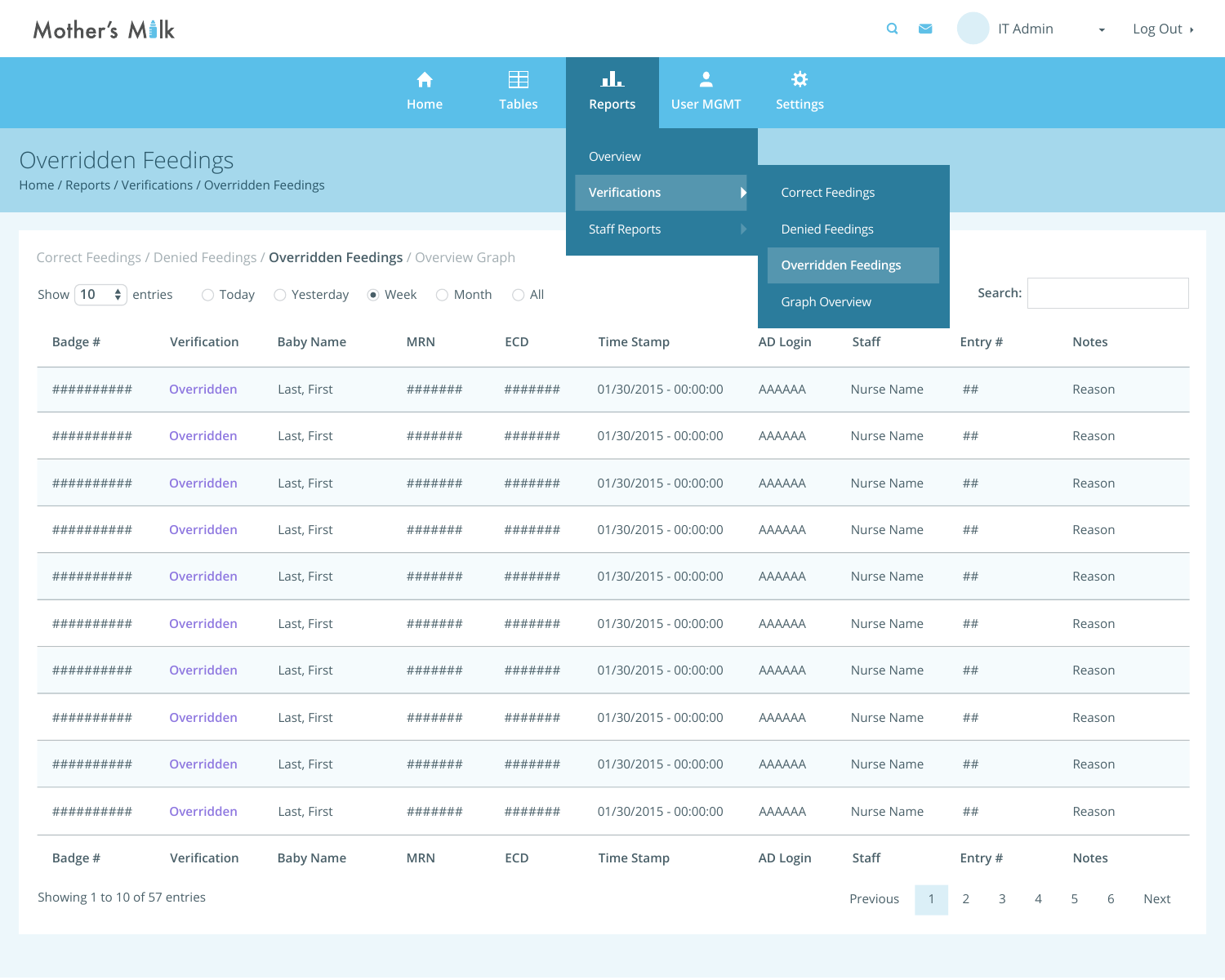Mother's Milk

IT Admin | Log Out

Home | Tables | Reports | User MGMT | Settings

- Overview
- Verifications
  - Correct Feedings
  - Denied Feedings
  - Overridden Feedings
  - Graph Overview
- Staff Reports

# Overridden Feedings

Home / Reports / Verifications / Overridden Feedings

Correct Feedings / Denied Feedings / **Overridden Feedings** / Overview Graph

Show 10 entries ○ Today ○ Yesterday ◉ Week ○ Month ○ All

Search:

| Badge # | Verification | Baby Name | MRN | ECD | Time Stamp | AD Login | Staff | Entry # | Notes |
|---|---|---|---|---|---|---|---|---|---|
| ########## | Overridden | Last, First | ####### | ####### | 01/30/2015 - 00:00:00 | AAAAAA | Nurse Name | ## | Reason |
| ########## | Overridden | Last, First | ####### | ####### | 01/30/2015 - 00:00:00 | AAAAAA | Nurse Name | ## | Reason |
| ########## | Overridden | Last, First | ####### | ####### | 01/30/2015 - 00:00:00 | AAAAAA | Nurse Name | ## | Reason |
| ########## | Overridden | Last, First | ####### | ####### | 01/30/2015 - 00:00:00 | AAAAAA | Nurse Name | ## | Reason |
| ########## | Overridden | Last, First | ####### | ####### | 01/30/2015 - 00:00:00 | AAAAAA | Nurse Name | ## | Reason |
| ########## | Overridden | Last, First | ####### | ####### | 01/30/2015 - 00:00:00 | AAAAAA | Nurse Name | ## | Reason |
| ########## | Overridden | Last, First | ####### | ####### | 01/30/2015 - 00:00:00 | AAAAAA | Nurse Name | ## | Reason |
| ########## | Overridden | Last, First | ####### | ####### | 01/30/2015 - 00:00:00 | AAAAAA | Nurse Name | ## | Reason |
| ########## | Overridden | Last, First | ####### | ####### | 01/30/2015 - 00:00:00 | AAAAAA | Nurse Name | ## | Reason |
| ########## | Overridden | Last, First | ####### | ####### | 01/30/2015 - 00:00:00 | AAAAAA | Nurse Name | ## | Reason |
| Badge # | Verification | Baby Name | MRN | ECD | Time Stamp | AD Login | Staff | Entry # | Notes |

Showing 1 to 10 of 57 entries

Previous 1 2 3 4 5 6 Next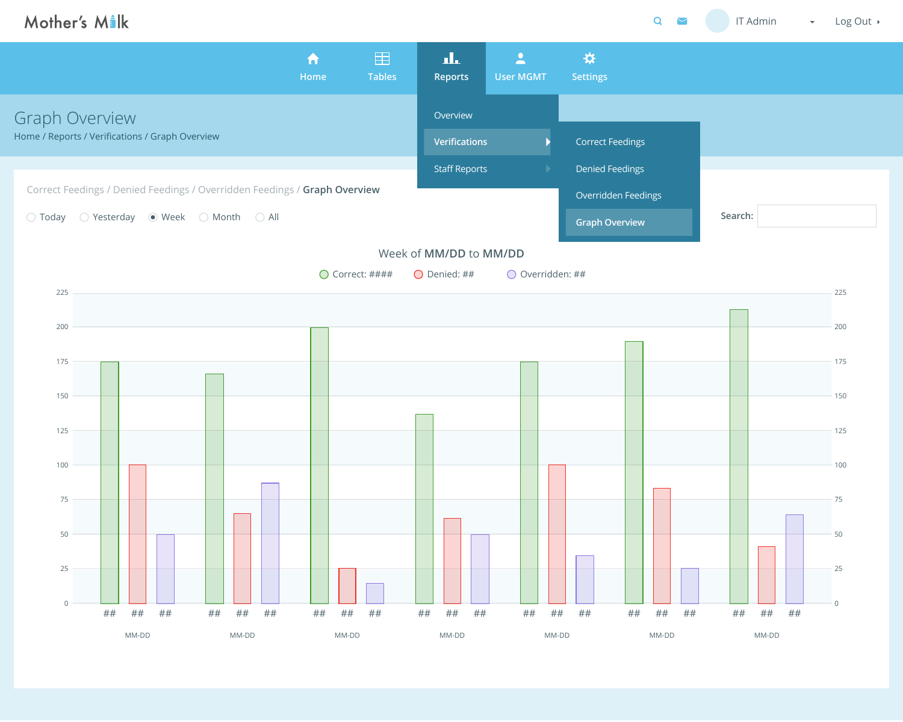Mother's Milk

IT Admin | Log Out

Home | Tables | Reports | User MGMT | Settings

- Overview
- Verifications
  - Correct Feedings
  - Denied Feedings
  - Overridden Feedings
  - Graph Overview
- Staff Reports

# Graph Overview

Home / Reports / Verifications / Graph Overview

Correct Feedings / Denied Feedings / Overridden Feedings / **Graph Overview**

○ Today ○ Yesterday ◉ Week ○ Month ○ All

Search:

Week of **MM/DD** to **MM/DD**

Correct: #### Denied: ## Overridden: ##

Y-axis: 0, 25, 50, 75, 100, 125, 150, 175, 200, 225

| MM-DD | MM-DD | MM-DD | MM-DD | MM-DD | MM-DD | MM-DD |
|---|---|---|---|---|---|---|
| ## ## ## | ## ## ## | ## ## ## | ## ## ## | ## ## ## | ## ## ## | ## ## ## |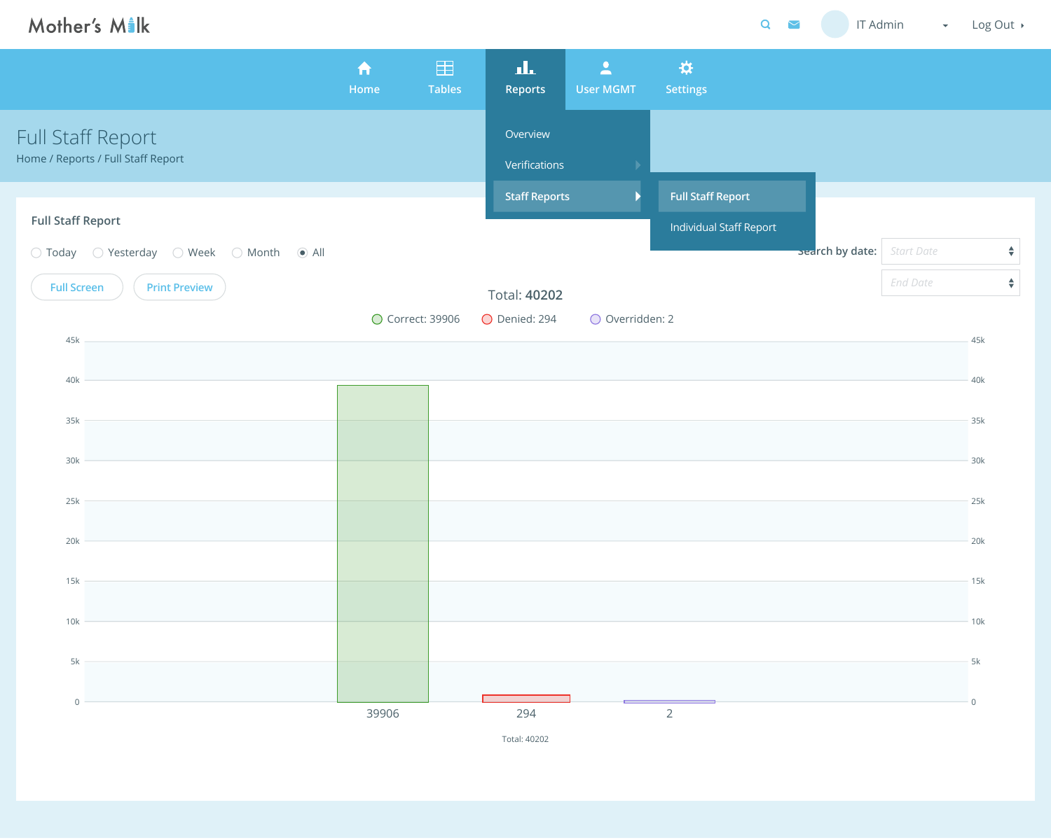Mother's Milk

IT Admin | Log Out

Home | Tables | Reports | User MGMT | Settings

- Overview
- Verifications
- Staff Reports
  - Full Staff Report
  - Individual Staff Report

# Full Staff Report

Home / Reports / Full Staff Report

## Full Staff Report

○ Today ○ Yesterday ○ Week ○ Month ● All

Search by date: Start Date | End Date

Full Screen | Print Preview

Total: 40202

Correct: 39906 | Denied: 294 | Overridden: 2

45k, 40k, 35k, 30k, 25k, 20k, 15k, 10k, 5k, 0

39906 | 294 | 2

Total: 40202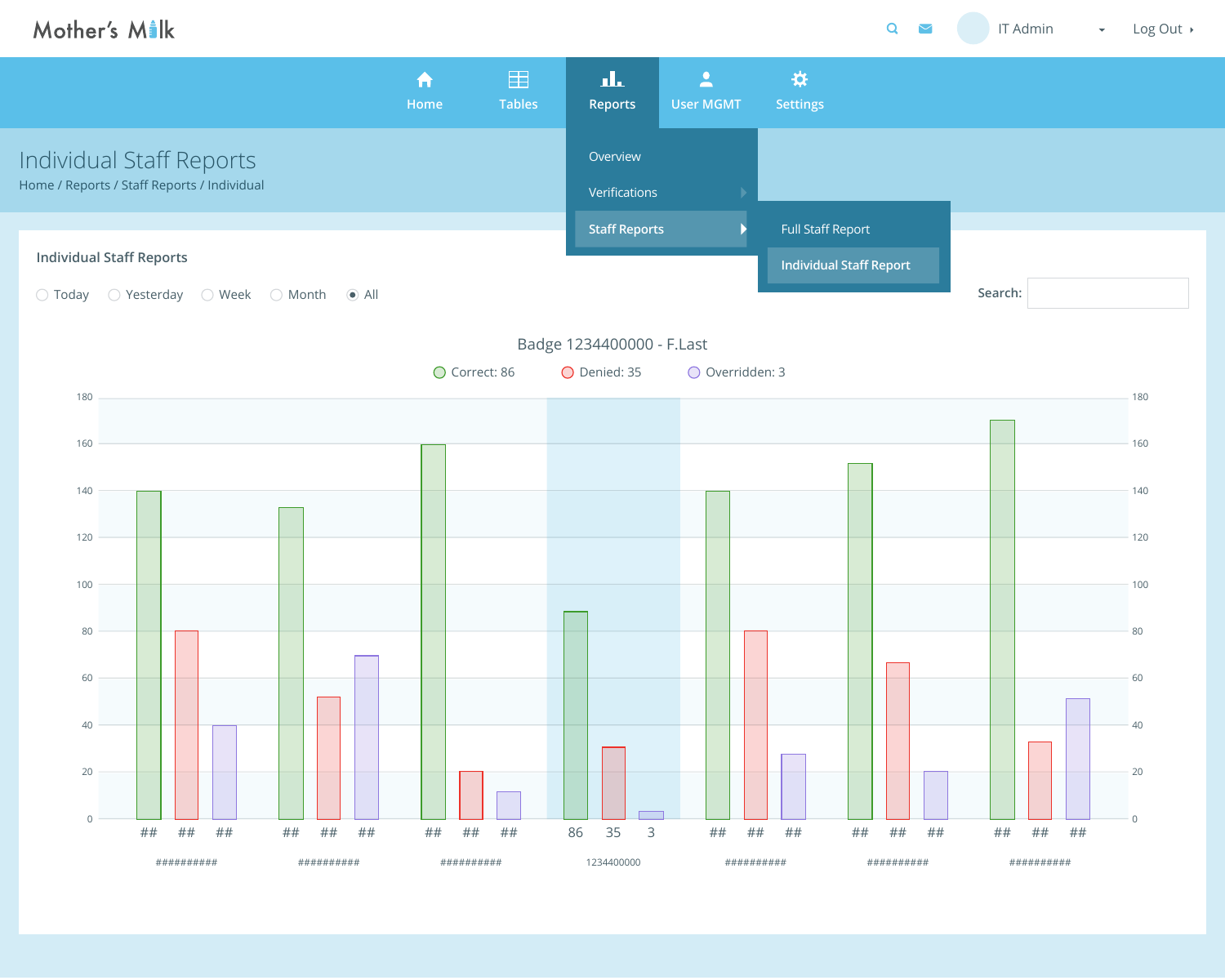Mother's Milk

IT Admin · Log Out

Home · Tables · Reports · User MGMT · Settings

- Overview
- Verifications
- Staff Reports
  - Full Staff Report
  - Individual Staff Report

# Individual Staff Reports

Home / Reports / Staff Reports / Individual

## Individual Staff Reports

○ Today ○ Yesterday ○ Week ○ Month ◉ All

Search:

Badge 1234400000 - F.Last

Correct: 86 · Denied: 35 · Overridden: 3

| Badge | Correct | Denied | Overridden |
|---|---|---|---|
| ########## | ## | ## | ## |
| ########## | ## | ## | ## |
| ########## | ## | ## | ## |
| 1234400000 | 86 | 35 | 3 |
| ########## | ## | ## | ## |
| ########## | ## | ## | ## |
| ########## | ## | ## | ## |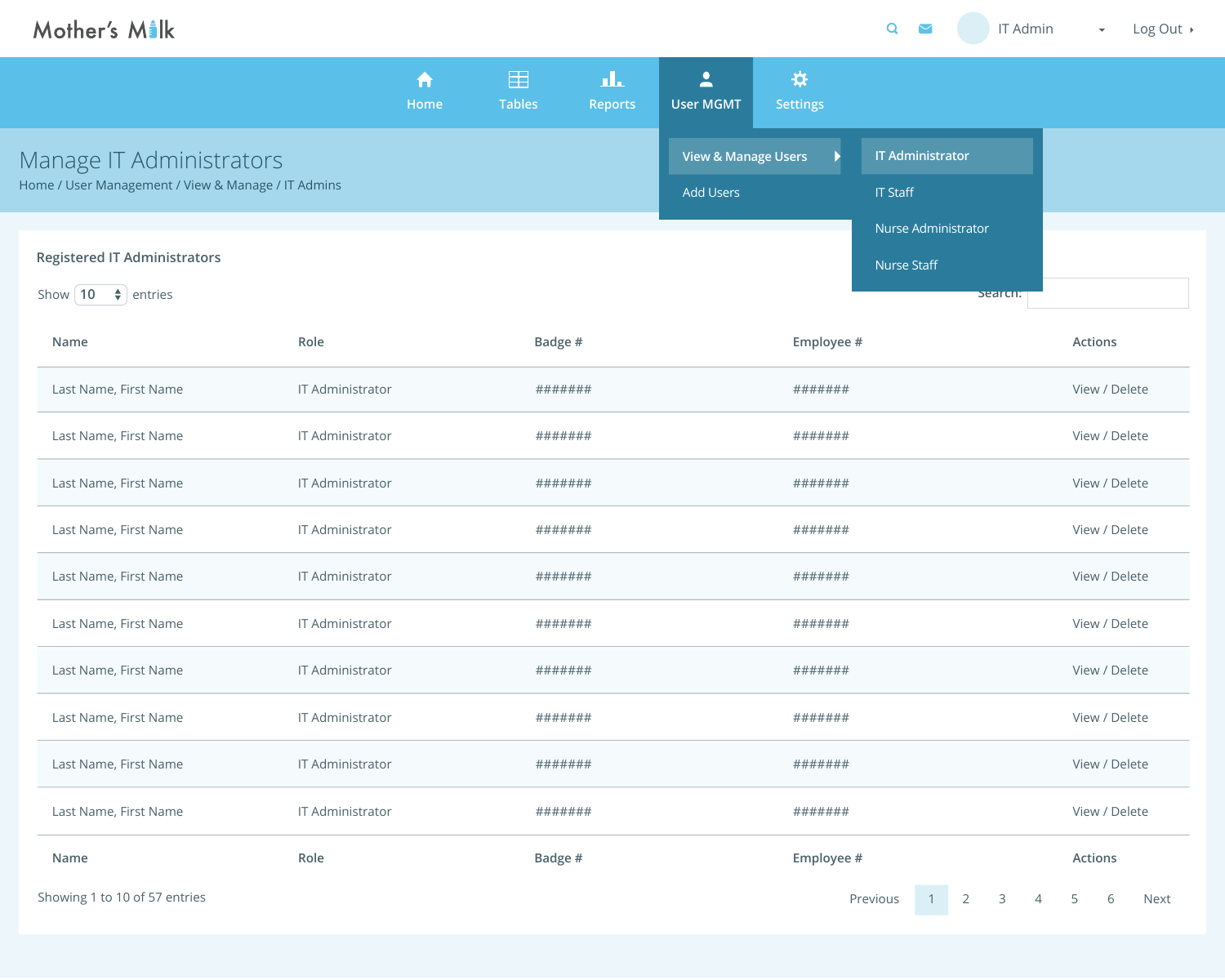Mother's Milk

IT Admin | Log Out

Home | Tables | Reports | User MGMT | Settings

View & Manage Users
- IT Administrator
- IT Staff
- Nurse Administrator
- Nurse Staff

Add Users

# Manage IT Administrators

Home / User Management / View & Manage / IT Admins

## Registered IT Administrators

Show 10 entries

Search:

| Name | Role | Badge # | Employee # | Actions |
|---|---|---|---|---|
| Last Name, First Name | IT Administrator | ####### | ####### | View / Delete |
| Last Name, First Name | IT Administrator | ####### | ####### | View / Delete |
| Last Name, First Name | IT Administrator | ####### | ####### | View / Delete |
| Last Name, First Name | IT Administrator | ####### | ####### | View / Delete |
| Last Name, First Name | IT Administrator | ####### | ####### | View / Delete |
| Last Name, First Name | IT Administrator | ####### | ####### | View / Delete |
| Last Name, First Name | IT Administrator | ####### | ####### | View / Delete |
| Last Name, First Name | IT Administrator | ####### | ####### | View / Delete |
| Last Name, First Name | IT Administrator | ####### | ####### | View / Delete |
| Last Name, First Name | IT Administrator | ####### | ####### | View / Delete |
| Name | Role | Badge # | Employee # | Actions |

Showing 1 to 10 of 57 entries

Previous 1 2 3 4 5 6 Next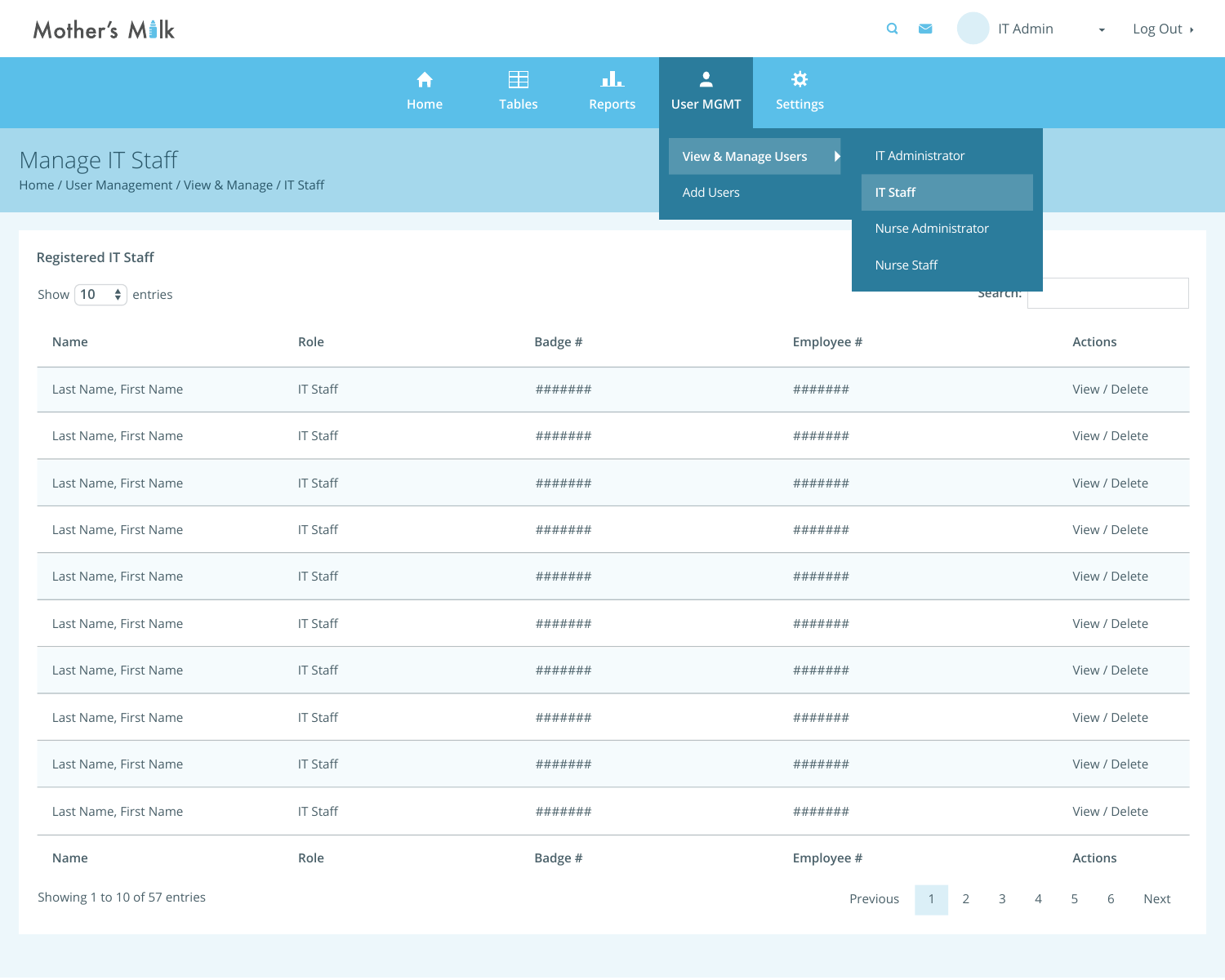Mother's Milk

IT Admin | Log Out

Home | Tables | Reports | User MGMT | Settings

View & Manage Users
- IT Administrator
- IT Staff
- Nurse Administrator
- Nurse Staff

Add Users

# Manage IT Staff

Home / User Management / View & Manage / IT Staff

## Registered IT Staff

Show 10 entries

Search:

| Name | Role | Badge # | Employee # | Actions |
|---|---|---|---|---|
| Last Name, First Name | IT Staff | ####### | ####### | View / Delete |
| Last Name, First Name | IT Staff | ####### | ####### | View / Delete |
| Last Name, First Name | IT Staff | ####### | ####### | View / Delete |
| Last Name, First Name | IT Staff | ####### | ####### | View / Delete |
| Last Name, First Name | IT Staff | ####### | ####### | View / Delete |
| Last Name, First Name | IT Staff | ####### | ####### | View / Delete |
| Last Name, First Name | IT Staff | ####### | ####### | View / Delete |
| Last Name, First Name | IT Staff | ####### | ####### | View / Delete |
| Last Name, First Name | IT Staff | ####### | ####### | View / Delete |
| Last Name, First Name | IT Staff | ####### | ####### | View / Delete |
| Name | Role | Badge # | Employee # | Actions |

Showing 1 to 10 of 57 entries

Previous 1 2 3 4 5 6 Next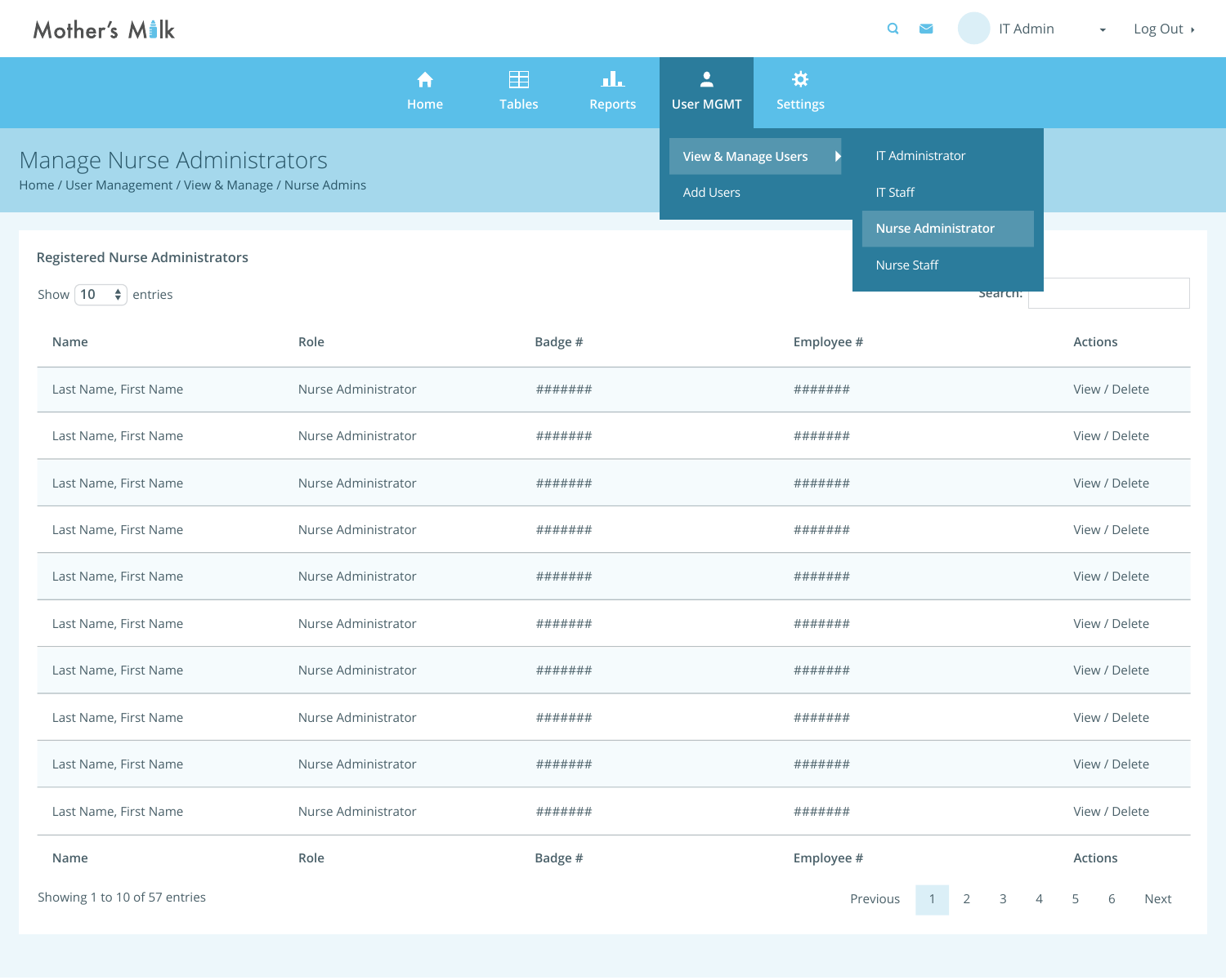Mother's Milk

IT Admin · Log Out

Home | Tables | Reports | User MGMT | Settings

- View & Manage Users
  - IT Administrator
  - IT Staff
  - Nurse Administrator
  - Nurse Staff
- Add Users

# Manage Nurse Administrators

Home / User Management / View & Manage / Nurse Admins

## Registered Nurse Administrators

Show 10 entries

Search:

| Name | Role | Badge # | Employee # | Actions |
|---|---|---|---|---|
| Last Name, First Name | Nurse Administrator | ####### | ####### | View / Delete |
| Last Name, First Name | Nurse Administrator | ####### | ####### | View / Delete |
| Last Name, First Name | Nurse Administrator | ####### | ####### | View / Delete |
| Last Name, First Name | Nurse Administrator | ####### | ####### | View / Delete |
| Last Name, First Name | Nurse Administrator | ####### | ####### | View / Delete |
| Last Name, First Name | Nurse Administrator | ####### | ####### | View / Delete |
| Last Name, First Name | Nurse Administrator | ####### | ####### | View / Delete |
| Last Name, First Name | Nurse Administrator | ####### | ####### | View / Delete |
| Last Name, First Name | Nurse Administrator | ####### | ####### | View / Delete |
| Last Name, First Name | Nurse Administrator | ####### | ####### | View / Delete |
| Name | Role | Badge # | Employee # | Actions |

Showing 1 to 10 of 57 entries

Previous 1 2 3 4 5 6 Next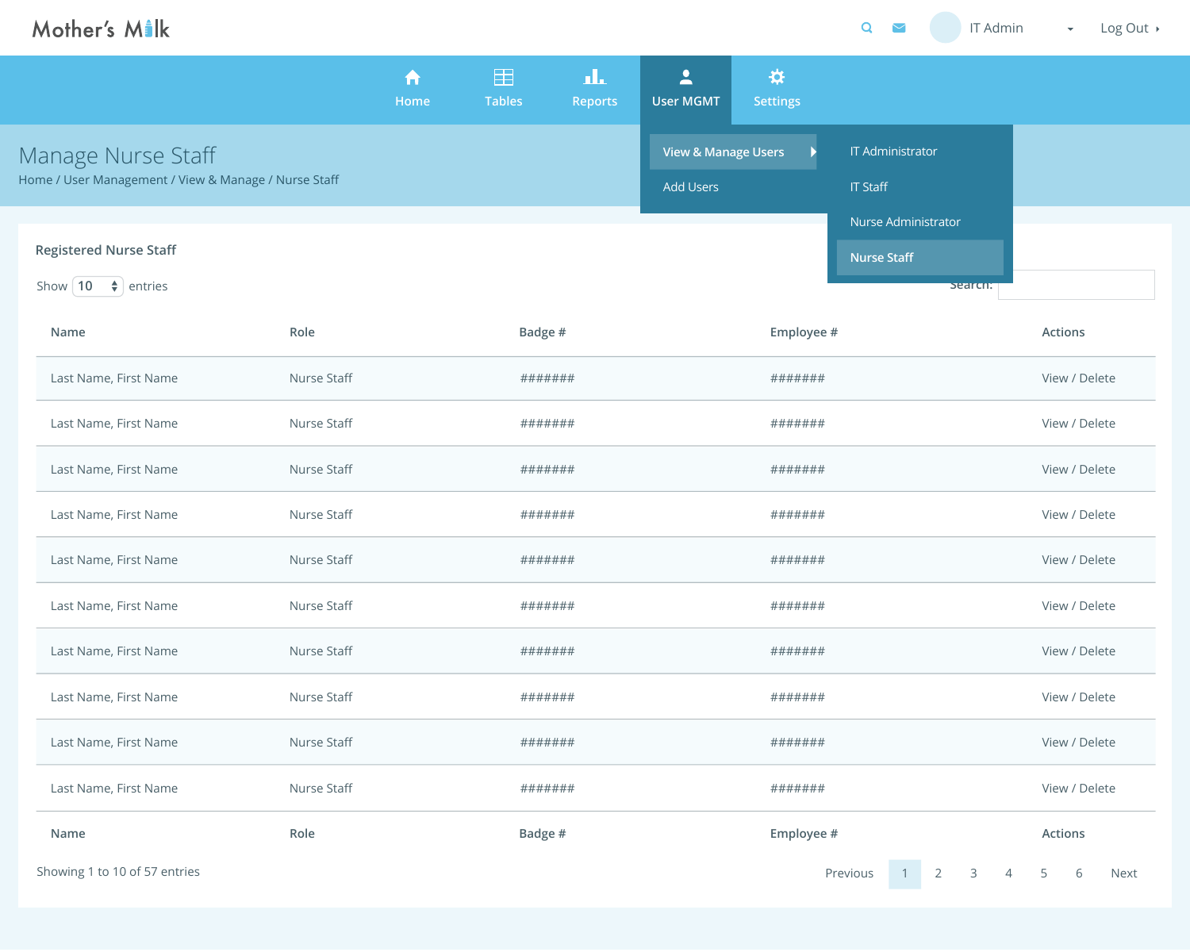Mother's Milk

IT Admin

Log Out

Home | Tables | Reports | User MGMT | Settings

View & Manage Users

Add Users

IT Administrator

IT Staff

Nurse Administrator

Nurse Staff

# Manage Nurse Staff

Home / User Management / View & Manage / Nurse Staff

## Registered Nurse Staff

Show 10 entries

Search:

| Name | Role | Badge # | Employee # | Actions |
|---|---|---|---|---|
| Last Name, First Name | Nurse Staff | ####### | ####### | View / Delete |
| Last Name, First Name | Nurse Staff | ####### | ####### | View / Delete |
| Last Name, First Name | Nurse Staff | ####### | ####### | View / Delete |
| Last Name, First Name | Nurse Staff | ####### | ####### | View / Delete |
| Last Name, First Name | Nurse Staff | ####### | ####### | View / Delete |
| Last Name, First Name | Nurse Staff | ####### | ####### | View / Delete |
| Last Name, First Name | Nurse Staff | ####### | ####### | View / Delete |
| Last Name, First Name | Nurse Staff | ####### | ####### | View / Delete |
| Last Name, First Name | Nurse Staff | ####### | ####### | View / Delete |
| Last Name, First Name | Nurse Staff | ####### | ####### | View / Delete |
| Name | Role | Badge # | Employee # | Actions |

Showing 1 to 10 of 57 entries

Previous 1 2 3 4 5 6 Next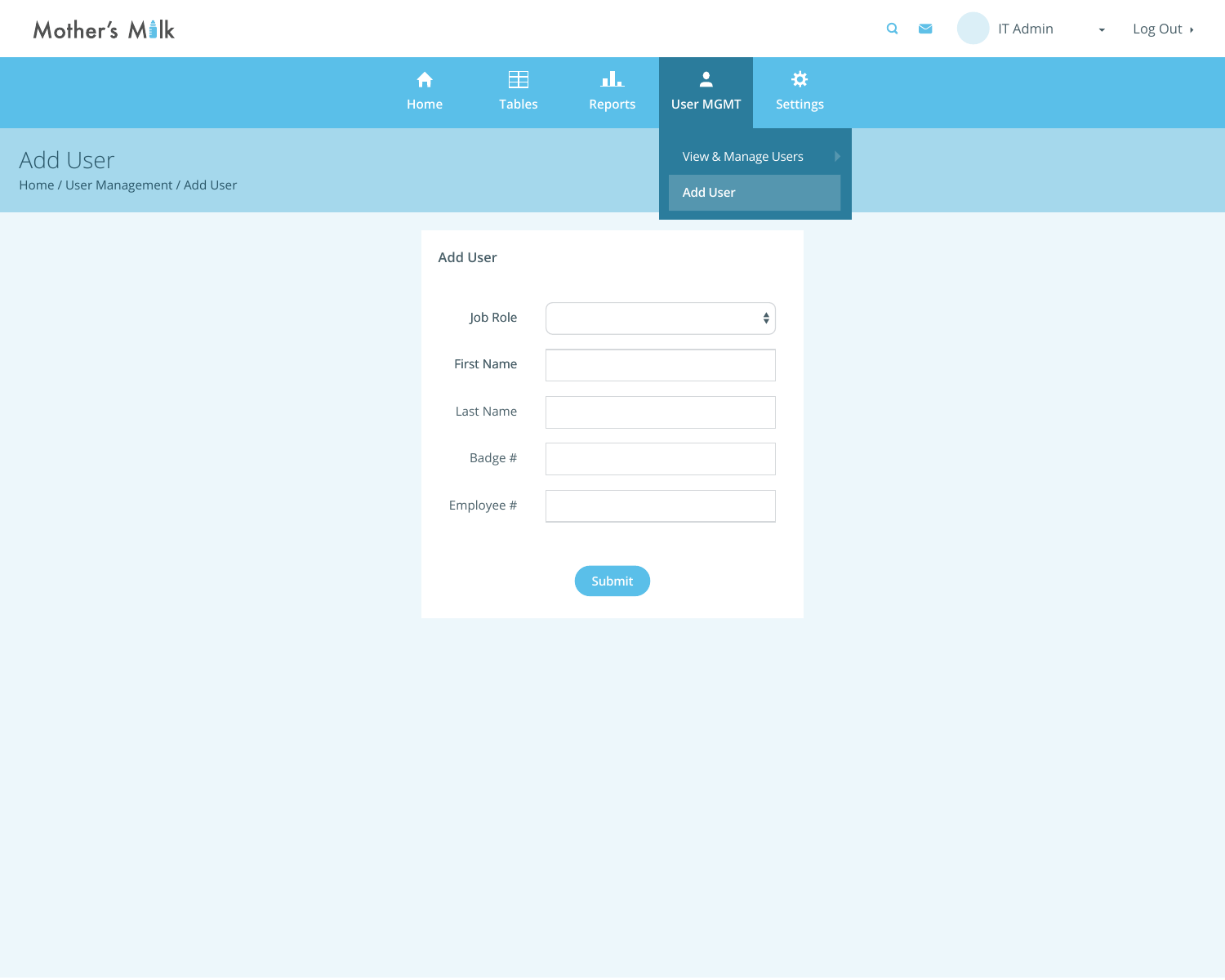Mother's Milk

IT Admin | Log Out

Home | Tables | Reports | User MGMT | Settings

- View & Manage Users
- Add User

# Add User

Home / User Management / Add User

## Add User

Job Role

First Name

Last Name

Badge #

Employee #

Submit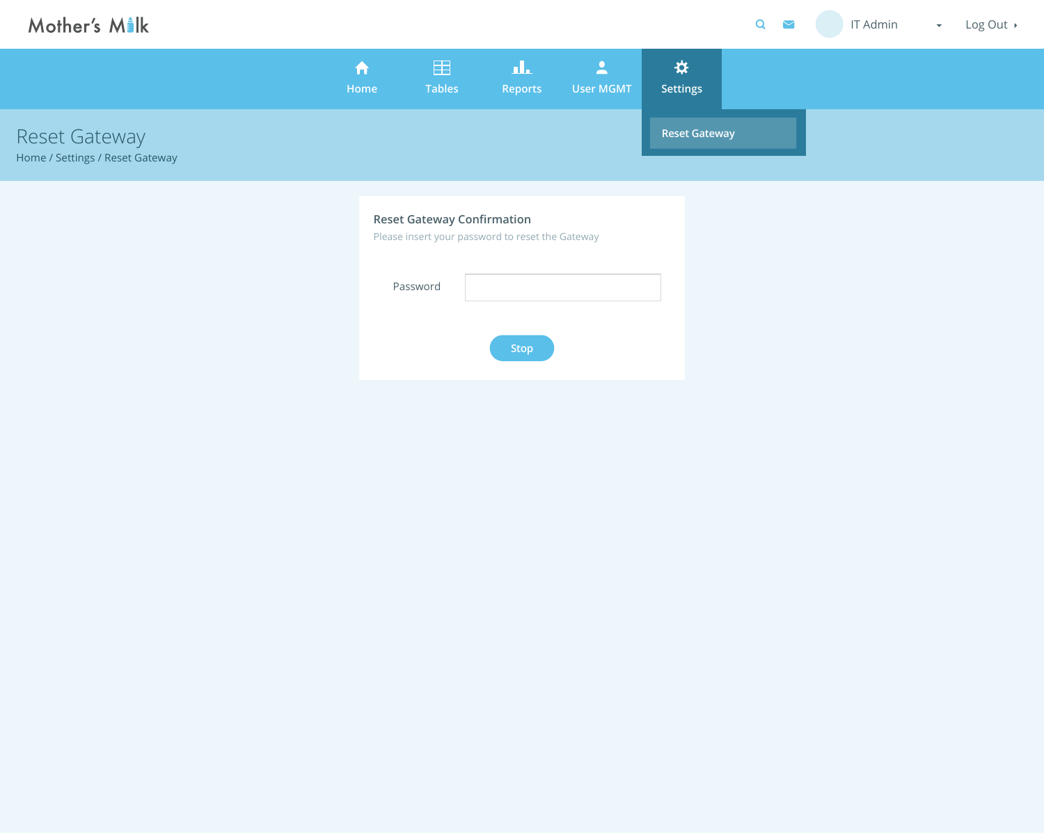Mother's Milk

IT Admin

Log Out

Home

Tables

Reports

User MGMT

Settings

Reset Gateway

# Reset Gateway

Home / Settings / Reset Gateway

## Reset Gateway Confirmation

Please insert your password to reset the Gateway

Password

Stop